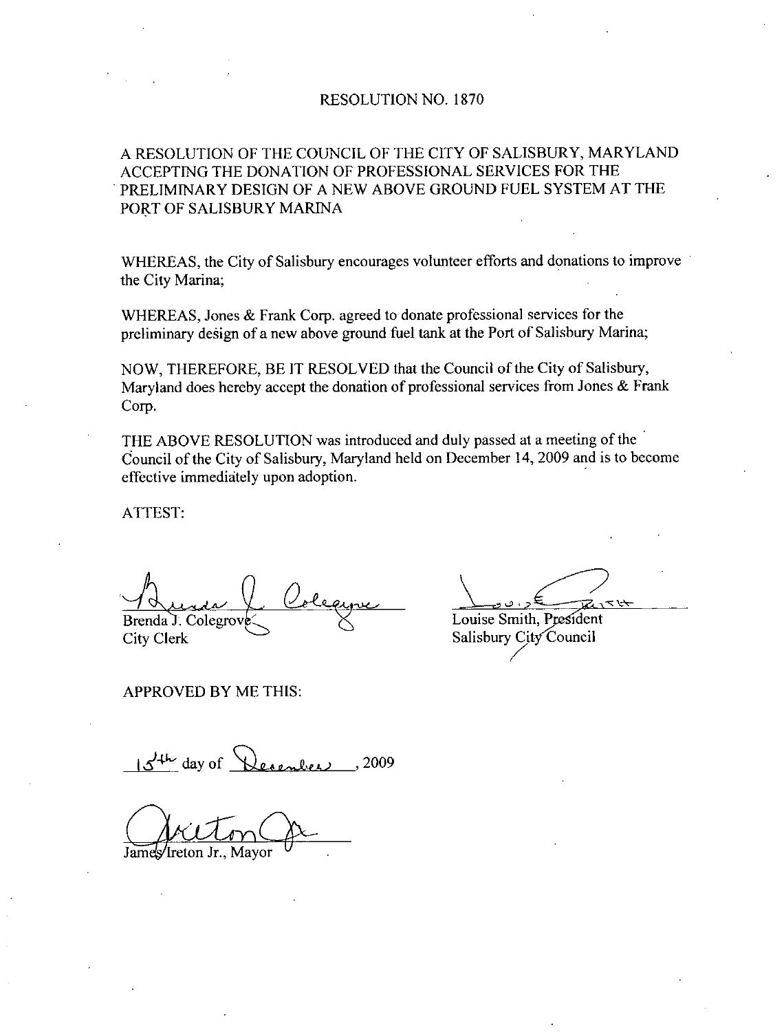# RESOLUTION NO. 1870

A RESOLUTION OF THE COUNCIL OF THE CITY OF SALISBURY, MARYLAND ACCEPTING THE DONATION OF PROFESSIONAL SERVICES FOR THE PRELIMINARY DESIGN OF A NEW ABOVE GROUND FUEL SYSTEM AT THE PORT OF SALISBURY MARINA

WHEREAS, the City of Salisbury encourages volunteer efforts and donations to improve the City Marina;

WHEREAS, Jones & Frank Corp. agreed to donate professional services for the preliminary design of a new above ground fuel tank at the Port of Salisbury Marina;

NOW, THEREFORE, BE IT RESOLVED that the Council of the City of Salisbury, Maryland does hereby accept the donation of professional services from Jones & Frank Corp.

THE ABOVE RESOLUTION was introduced and duly passed at a meeting of the Council of the City of Salisbury, Maryland held on December 14, 2009 and is to become effective immediately upon adoption.

ATTEST:

Brenda J. Colegrove
City Clerk

Louise Smith, President
Salisbury City Council

APPROVED BY ME THIS:

15th day of December, 2009

James Ireton Jr., Mayor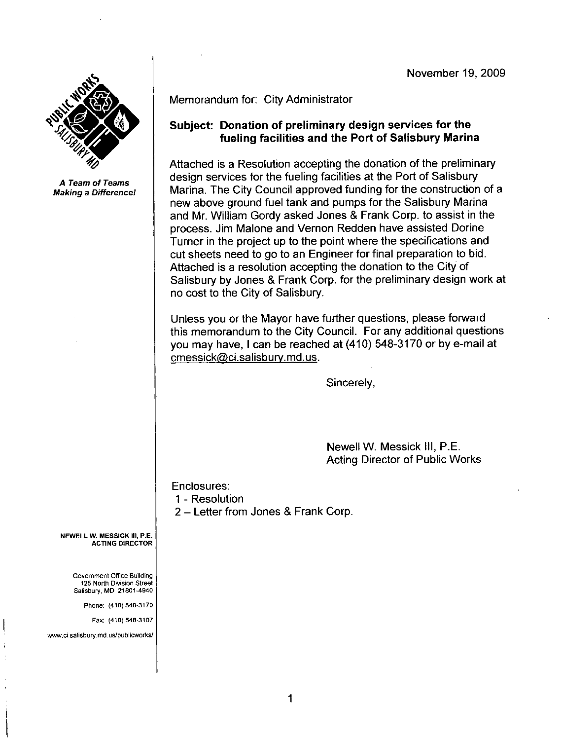November 19, 2009

*A Team of Teams Making a Difference!*

Memorandum for: City Administrator

**Subject: Donation of preliminary design services for the fueling facilities and the Port of Salisbury Marina**

Attached is a Resolution accepting the donation of the preliminary design services for the fueling facilities at the Port of Salisbury Marina. The City Council approved funding for the construction of a new above ground fuel tank and pumps for the Salisbury Marina and Mr. William Gordy asked Jones & Frank Corp. to assist in the process. Jim Malone and Vernon Redden have assisted Dorine Turner in the project up to the point where the specifications and cut sheets need to go to an Engineer for final preparation to bid. Attached is a resolution accepting the donation to the City of Salisbury by Jones & Frank Corp. for the preliminary design work at no cost to the City of Salisbury.

Unless you or the Mayor have further questions, please forward this memorandum to the City Council. For any additional questions you may have, I can be reached at (410) 548-3170 or by e-mail at cmessick@ci.salisbury.md.us.

Sincerely,

Newell W. Messick III, P.E.
Acting Director of Public Works

Enclosures:
1 - Resolution
2 – Letter from Jones & Frank Corp.

NEWELL W. MESSICK III, P.E.
ACTING DIRECTOR

Government Office Building
125 North Division Street
Salisbury, MD 21801-4940

Phone: (410) 548-3170

Fax: (410) 548-3107

www.ci.salisbury.md.us/publicworks/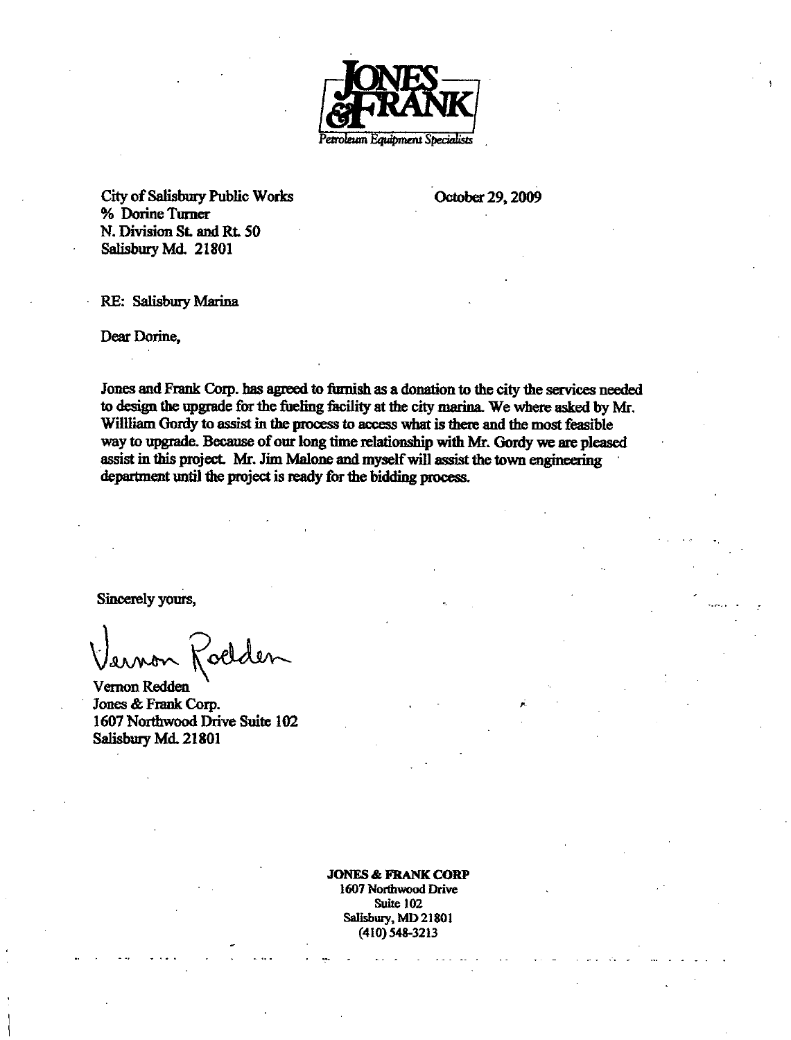**JONES & FRANK**
*Petroleum Equipment Specialists*

City of Salisbury Public Works
% Dorine Turner
N. Division St. and Rt. 50
Salisbury Md. 21801

October 29, 2009

RE: Salisbury Marina

Dear Dorine,

Jones and Frank Corp. has agreed to furnish as a donation to the city the services needed to design the upgrade for the fueling facility at the city marina. We where asked by Mr. William Gordy to assist in the process to access what is there and the most feasible way to upgrade. Because of our long time relationship with Mr. Gordy we are pleased assist in this project. Mr. Jim Malone and myself will assist the town engineering department until the project is ready for the bidding process.

Sincerely yours,

Vernon Redden

Vernon Redden
Jones & Frank Corp.
1607 Northwood Drive Suite 102
Salisbury Md. 21801

**JONES & FRANK CORP**
1607 Northwood Drive
Suite 102
Salisbury, MD 21801
(410) 548-3213